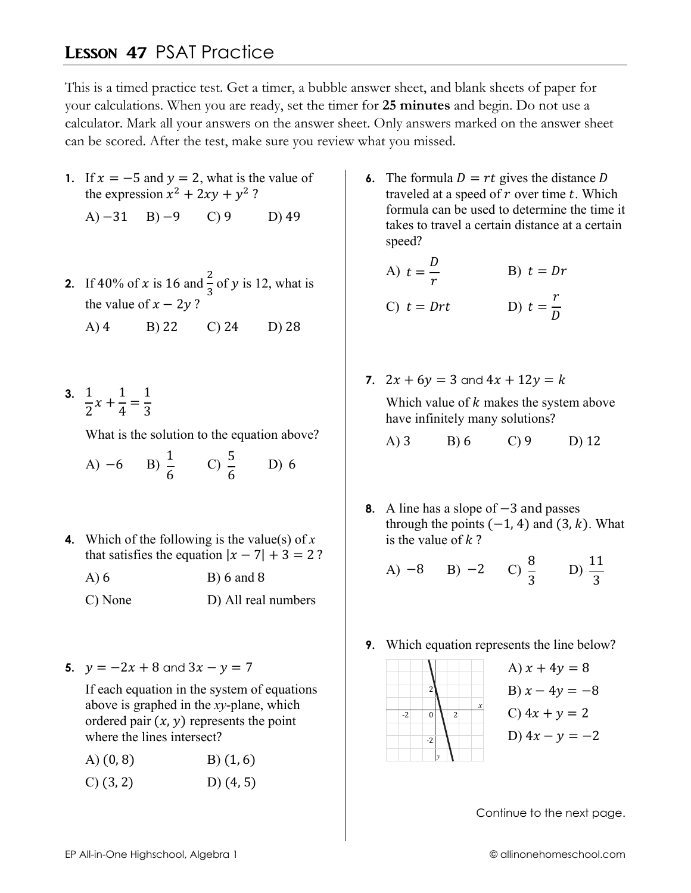# Lesson 47 PSAT Practice

This is a timed practice test. Get a timer, a bubble answer sheet, and blank sheets of paper for your calculations. When you are ready, set the timer for **25 minutes** and begin. Do not use a calculator. Mark all your answers on the answer sheet. Only answers marked on the answer sheet can be scored. After the test, make sure you review what you missed.

**1.** If $x = -5$ and $y = 2$, what is the value of the expression $x^2 + 2xy + y^2$ ?

A) $-31$ B) $-9$ C) 9 D) 49

**2.** If 40% of $x$ is 16 and $\frac{2}{3}$ of $y$ is 12, what is the value of $x - 2y$ ?

A) 4 B) 22 C) 24 D) 28

**3.** $\frac{1}{2}x + \frac{1}{4} = \frac{1}{3}$

What is the solution to the equation above?

A) $-6$ B) $\frac{1}{6}$ C) $\frac{5}{6}$ D) 6

**4.** Which of the following is the value(s) of $x$ that satisfies the equation $|x - 7| + 3 = 2$ ?

A) 6

B) 6 and 8

C) None

D) All real numbers

**5.** $y = -2x + 8$ and $3x - y = 7$

If each equation in the system of equations above is graphed in the $xy$-plane, which ordered pair $(x, y)$ represents the point where the lines intersect?

A) $(0, 8)$

B) $(1, 6)$

C) $(3, 2)$

D) $(4, 5)$

**6.** The formula $D = rt$ gives the distance $D$ traveled at a speed of $r$ over time $t$. Which formula can be used to determine the time it takes to travel a certain distance at a certain speed?

A) $t = \frac{D}{r}$

B) $t = Dr$

C) $t = Drt$

D) $t = \frac{r}{D}$

**7.** $2x + 6y = 3$ and $4x + 12y = k$

Which value of $k$ makes the system above have infinitely many solutions?

A) 3 B) 6 C) 9 D) 12

**8.** A line has a slope of $-3$ and passes through the points $(-1, 4)$ and $(3, k)$. What is the value of $k$ ?

A) $-8$ B) $-2$ C) $\frac{8}{3}$ D) $\frac{11}{3}$

**9.** Which equation represents the line below?

A) $x + 4y = 8$

B) $x - 4y = -8$

C) $4x + y = 2$

D) $4x - y = -2$

Continue to the next page.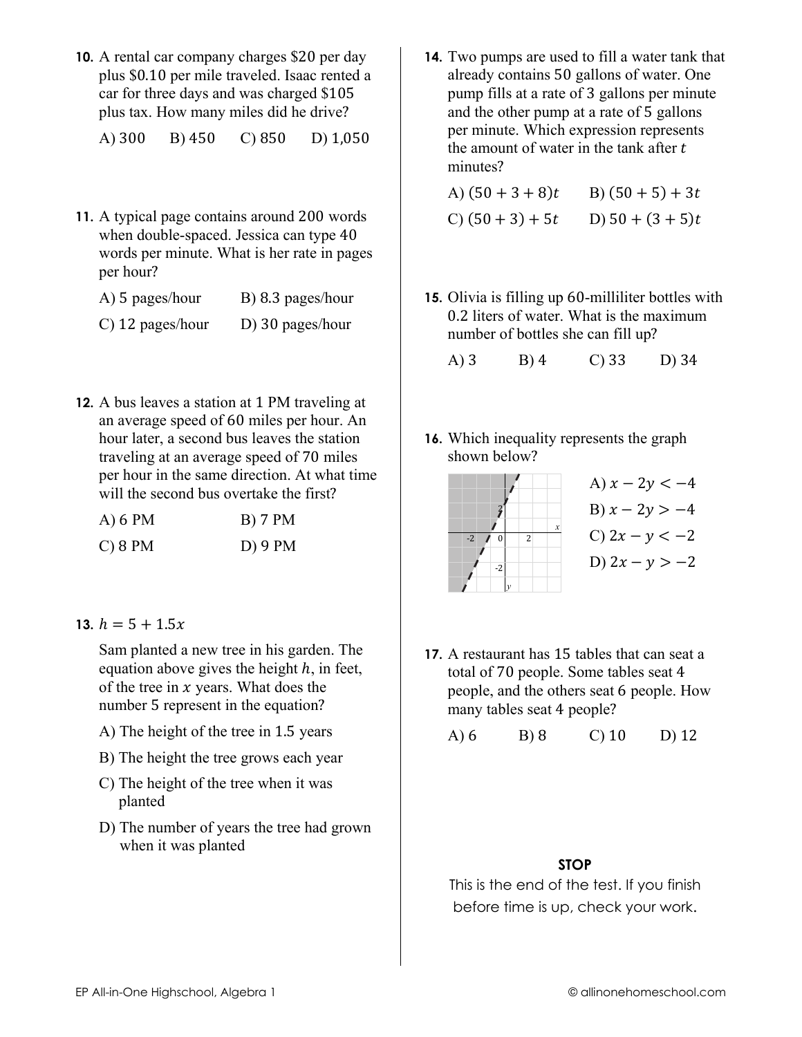**10.** A rental car company charges \$20 per day plus \$0.10 per mile traveled. Isaac rented a car for three days and was charged \$105 plus tax. How many miles did he drive?

A) 300 B) 450 C) 850 D) 1,050

**11.** A typical page contains around 200 words when double-spaced. Jessica can type 40 words per minute. What is her rate in pages per hour?

A) 5 pages/hour B) 8.3 pages/hour

C) 12 pages/hour D) 30 pages/hour

**12.** A bus leaves a station at 1 PM traveling at an average speed of 60 miles per hour. An hour later, a second bus leaves the station traveling at an average speed of 70 miles per hour in the same direction. At what time will the second bus overtake the first?

A) 6 PM B) 7 PM

C) 8 PM D) 9 PM

**13.** $h = 5 + 1.5x$

Sam planted a new tree in his garden. The equation above gives the height $h$, in feet, of the tree in $x$ years. What does the number 5 represent in the equation?

A) The height of the tree in 1.5 years

B) The height the tree grows each year

C) The height of the tree when it was planted

D) The number of years the tree had grown when it was planted

**14.** Two pumps are used to fill a water tank that already contains 50 gallons of water. One pump fills at a rate of 3 gallons per minute and the other pump at a rate of 5 gallons per minute. Which expression represents the amount of water in the tank after $t$ minutes?

A) $(50 + 3 + 8)t$ B) $(50 + 5) + 3t$

C) $(50 + 3) + 5t$ D) $50 + (3 + 5)t$

**15.** Olivia is filling up 60-milliliter bottles with 0.2 liters of water. What is the maximum number of bottles she can fill up?

A) 3 B) 4 C) 33 D) 34

**16.** Which inequality represents the graph shown below?

2
-2
0
2
x
-2
y

A) $x - 2y < -4$

B) $x - 2y > -4$

C) $2x - y < -2$

D) $2x - y > -2$

**17.** A restaurant has 15 tables that can seat a total of 70 people. Some tables seat 4 people, and the others seat 6 people. How many tables seat 4 people?

A) 6 B) 8 C) 10 D) 12

**STOP**

This is the end of the test. If you finish before time is up, check your work.